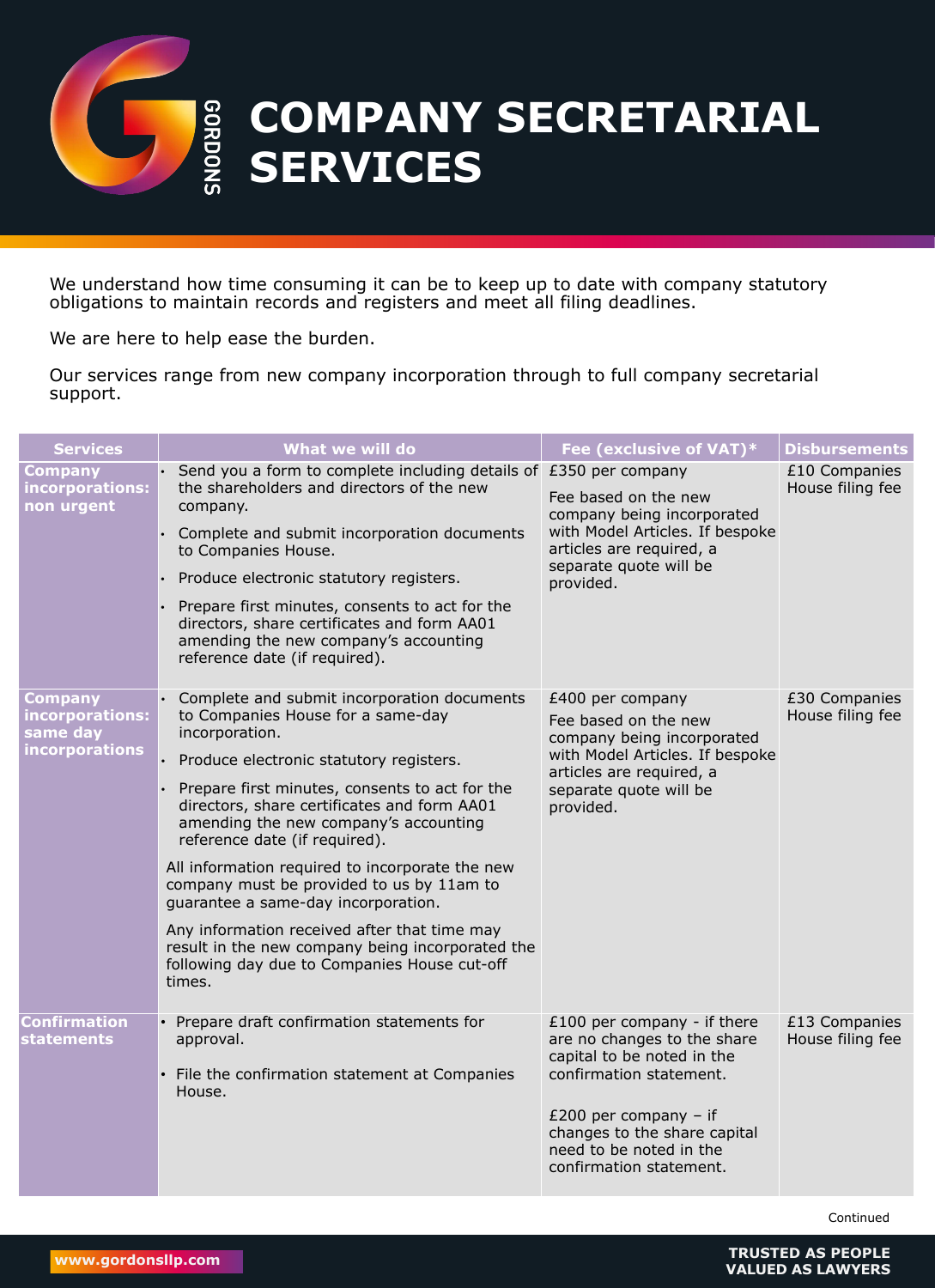# COMPANY SECRETARIAL SERVICES

We understand how time consuming it can be to keep up to date with company statutory obligations to maintain records and registers and meet all filing deadlines.

We are here to help ease the burden.

Our services range from new company incorporation through to full company secretarial support.

| Services | What we will do | Fee (exclusive of VAT)* | Disbursements |
|---|---|---|---|
| **Company incorporations: non urgent** | • Send you a form to complete including details of the shareholders and directors of the new company.<br>• Complete and submit incorporation documents to Companies House.<br>• Produce electronic statutory registers.<br>• Prepare first minutes, consents to act for the directors, share certificates and form AA01 amending the new company's accounting reference date (if required). | £350 per company<br><br>Fee based on the new company being incorporated with Model Articles. If bespoke articles are required, a separate quote will be provided. | £10 Companies House filing fee |
| **Company incorporations: same day incorporations** | • Complete and submit incorporation documents to Companies House for a same-day incorporation.<br>• Produce electronic statutory registers.<br>• Prepare first minutes, consents to act for the directors, share certificates and form AA01 amending the new company's accounting reference date (if required).<br><br>All information required to incorporate the new company must be provided to us by 11am to guarantee a same-day incorporation.<br><br>Any information received after that time may result in the new company being incorporated the following day due to Companies House cut-off times. | £400 per company<br><br>Fee based on the new company being incorporated with Model Articles. If bespoke articles are required, a separate quote will be provided. | £30 Companies House filing fee |
| **Confirmation statements** | • Prepare draft confirmation statements for approval.<br>• File the confirmation statement at Companies House. | £100 per company - if there are no changes to the share capital to be noted in the confirmation statement.<br><br>£200 per company – if changes to the share capital need to be noted in the confirmation statement. | £13 Companies House filing fee |

Continued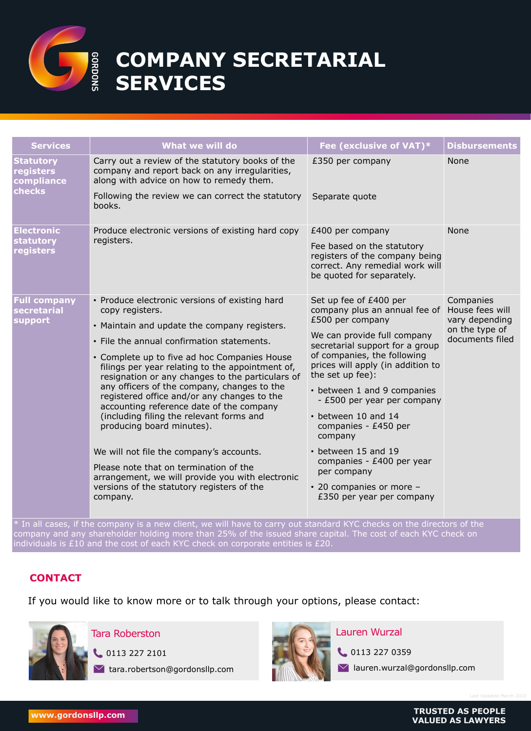# COMPANY SECRETARIAL SERVICES

| Services | What we will do | Fee (exclusive of VAT)* | Disbursements |
|---|---|---|---|
| **Statutory registers compliance checks** | Carry out a review of the statutory books of the company and report back on any irregularities, along with advice on how to remedy them.<br><br>Following the review we can correct the statutory books. | £350 per company<br><br>Separate quote | None |
| **Electronic statutory registers** | Produce electronic versions of existing hard copy registers. | £400 per company<br><br>Fee based on the statutory registers of the company being correct. Any remedial work will be quoted for separately. | None |
| **Full company secretarial support** | • Produce electronic versions of existing hard copy registers.<br>• Maintain and update the company registers.<br>• File the annual confirmation statements.<br>• Complete up to five ad hoc Companies House filings per year relating to the appointment of, resignation or any changes to the particulars of any officers of the company, changes to the registered office and/or any changes to the accounting reference date of the company (including filing the relevant forms and producing board minutes).<br><br>We will not file the company's accounts.<br><br>Please note that on termination of the arrangement, we will provide you with electronic versions of the statutory registers of the company. | Set up fee of £400 per company plus an annual fee of £500 per company<br><br>We can provide full company secretarial support for a group of companies, the following prices will apply (in addition to the set up fee):<br>• between 1 and 9 companies - £500 per year per company<br>• between 10 and 14 companies - £450 per company<br>• between 15 and 19 companies - £400 per year per company<br>• 20 companies or more – £350 per year per company | Companies House fees will vary depending on the type of documents filed |

* In all cases, if the company is a new client, we will have to carry out standard KYC checks on the directors of the company and any shareholder holding more than 25% of the issued share capital. The cost of each KYC check on individuals is £10 and the cost of each KYC check on corporate entities is £20.

## CONTACT

If you would like to know more or to talk through your options, please contact:

**Tara Roberston**
0113 227 2101
tara.robertson@gordonsllp.com

**Lauren Wurzal**
0113 227 0359
lauren.wurzal@gordonsllp.com

Last Updated March 2022

www.gordonsllp.com

TRUSTED AS PEOPLE
VALUED AS LAWYERS